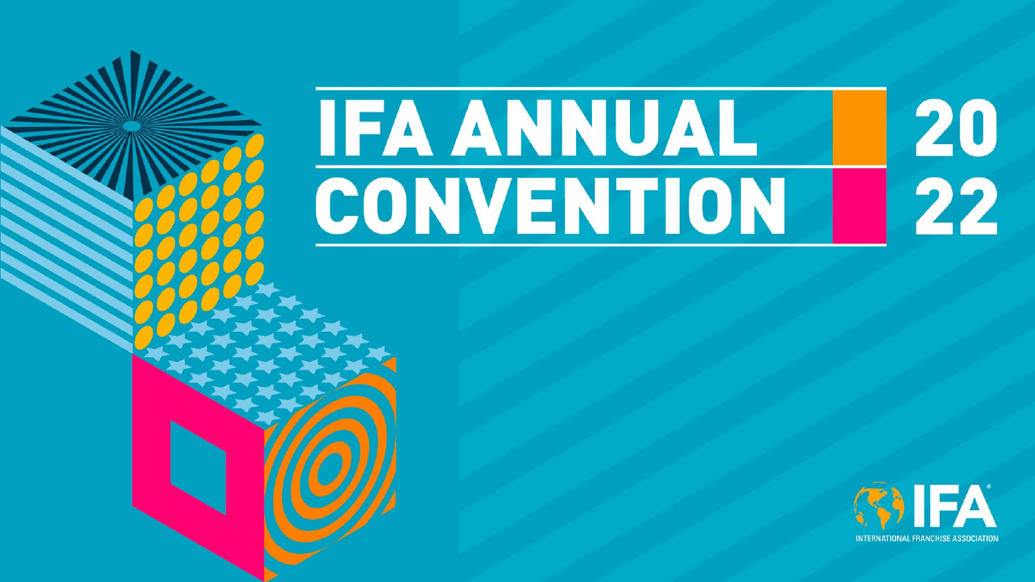# IFA ANNUAL CONVENTION 2022

IFA

INTERNATIONAL FRANCHISE ASSOCIATION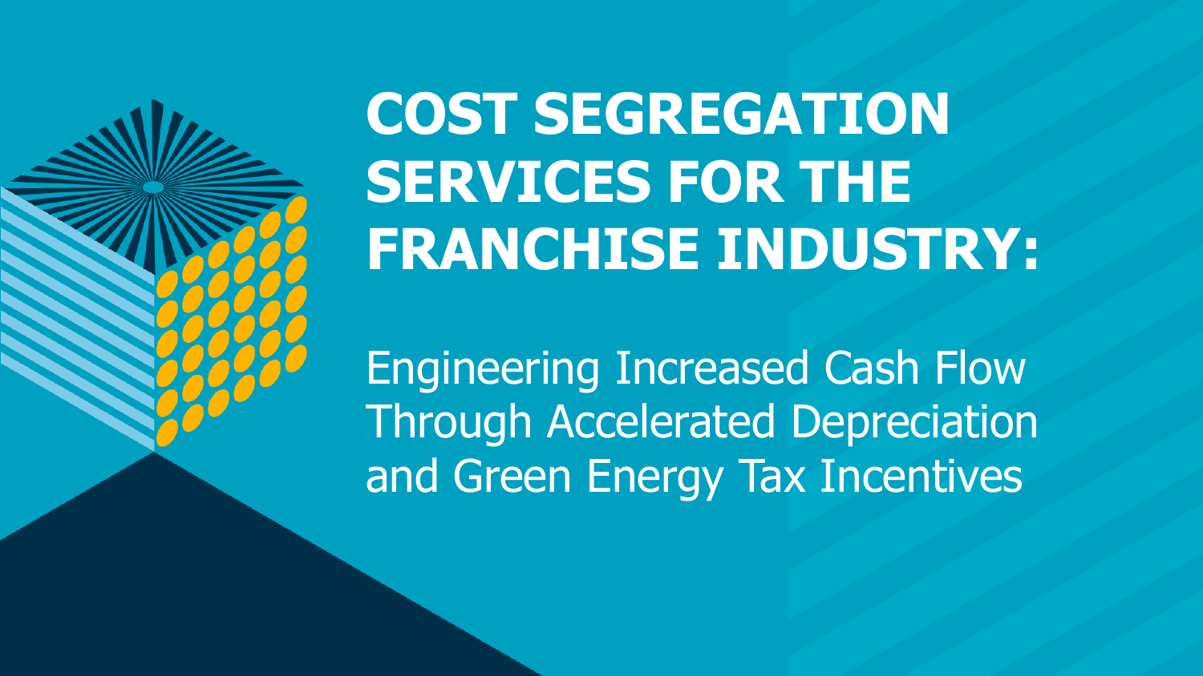# COST SEGREGATION SERVICES FOR THE FRANCHISE INDUSTRY:

Engineering Increased Cash Flow Through Accelerated Depreciation and Green Energy Tax Incentives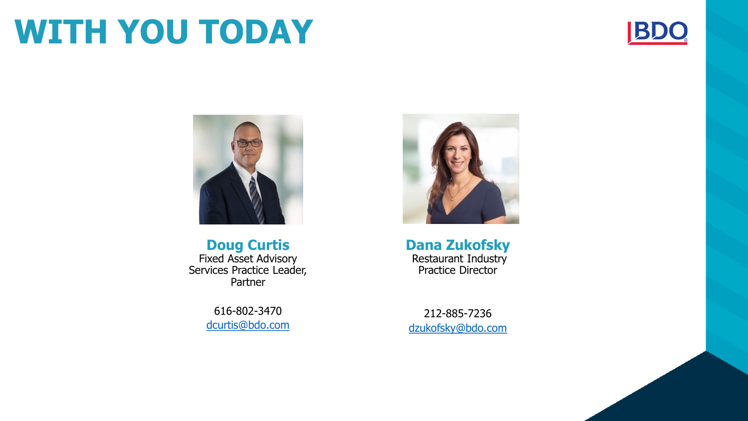# WITH YOU TODAY

**Doug Curtis**
Fixed Asset Advisory Services Practice Leader, Partner

616-802-3470
dcurtis@bdo.com

**Dana Zukofsky**
Restaurant Industry Practice Director

212-885-7236
dzukofsky@bdo.com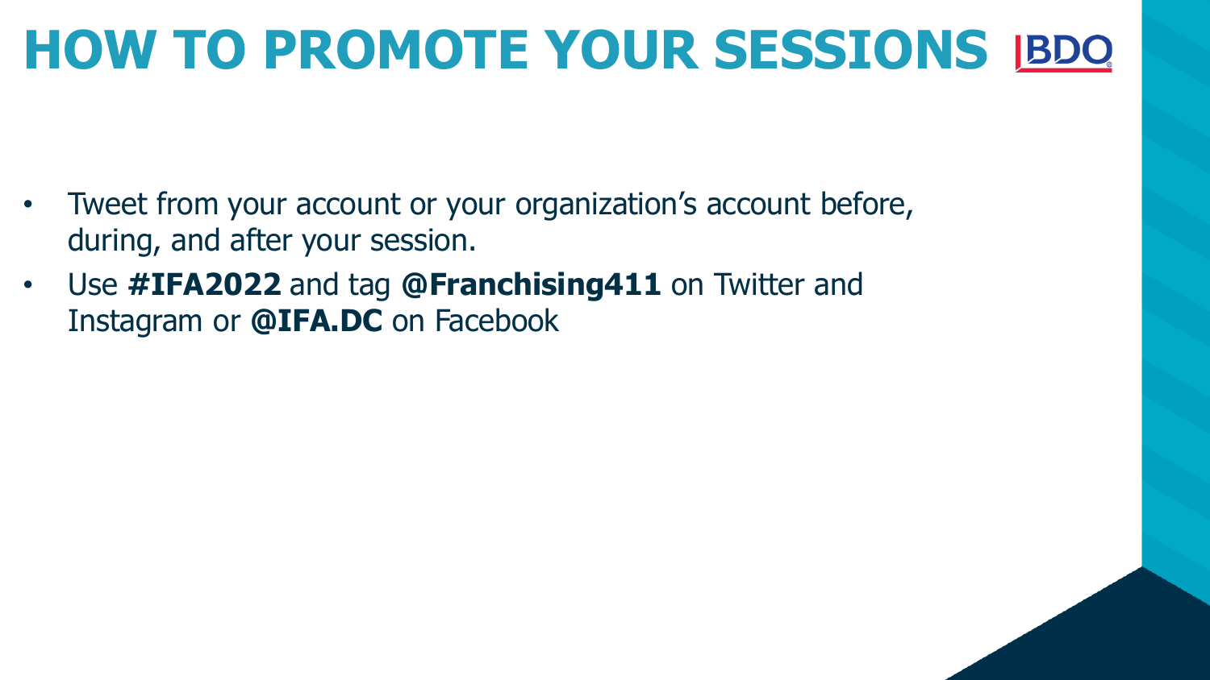# HOW TO PROMOTE YOUR SESSIONS

- Tweet from your account or your organization's account before, during, and after your session.
- Use **#IFA2022** and tag **@Franchising411** on Twitter and Instagram or **@IFA.DC** on Facebook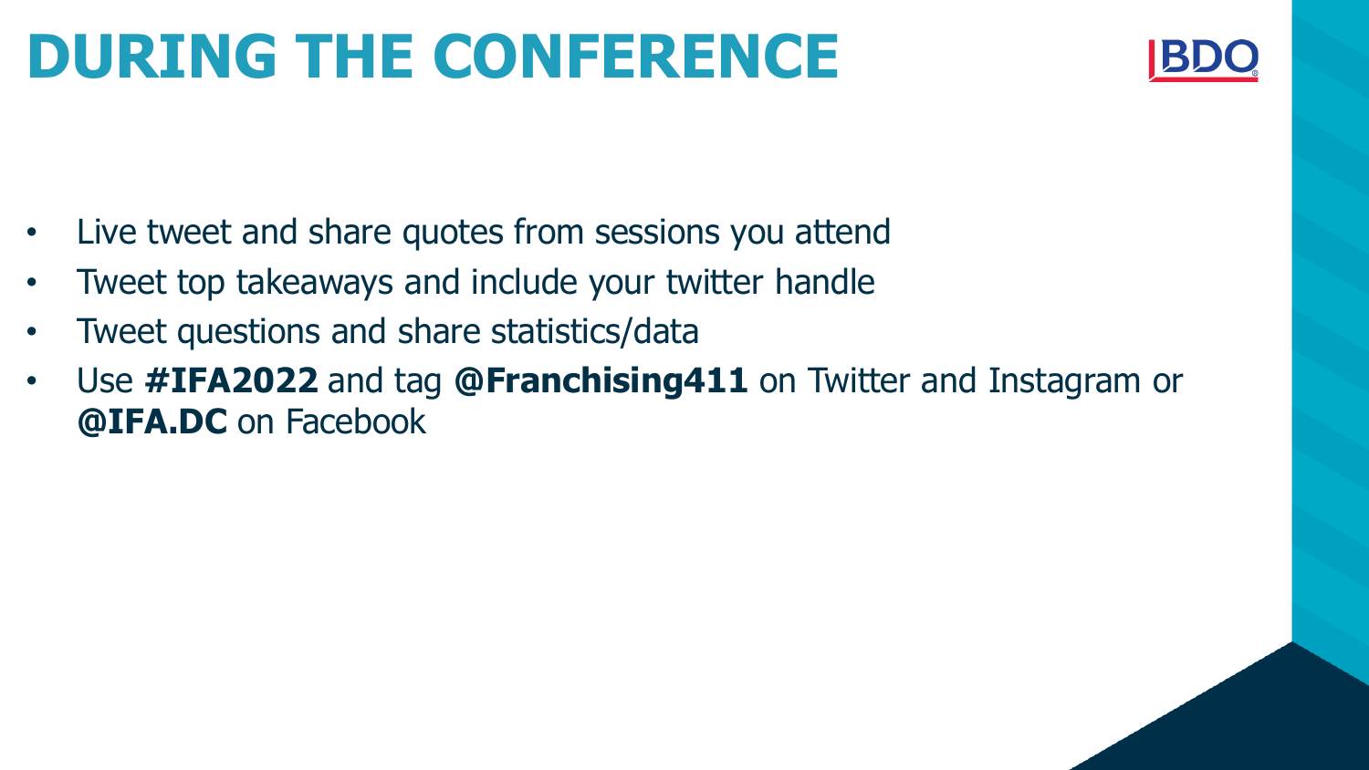# DURING THE CONFERENCE

- Live tweet and share quotes from sessions you attend
- Tweet top takeaways and include your twitter handle
- Tweet questions and share statistics/data
- Use **#IFA2022** and tag **@Franchising411** on Twitter and Instagram or **@IFA.DC** on Facebook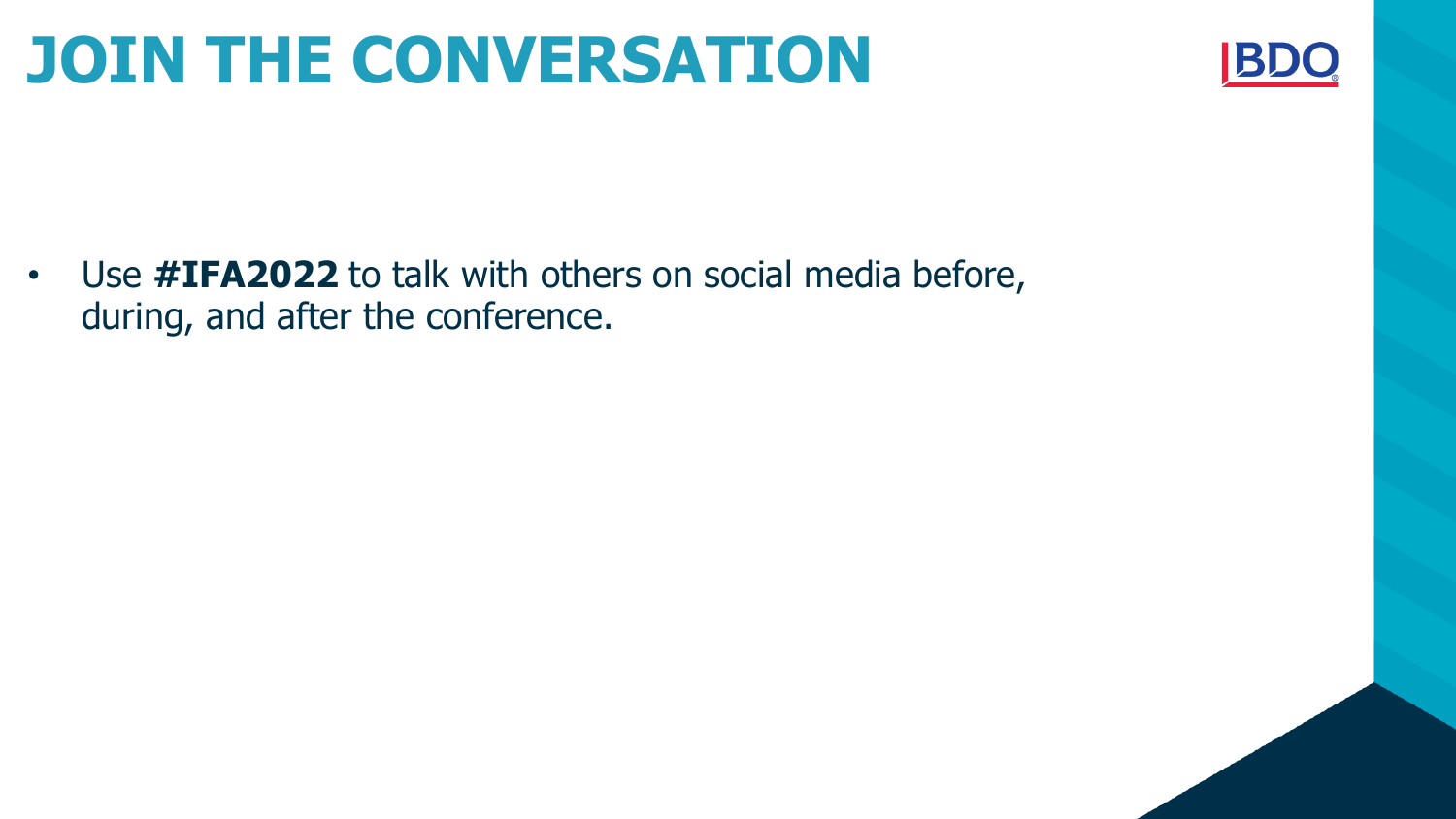# JOIN THE CONVERSATION

- Use **#IFA2022** to talk with others on social media before, during, and after the conference.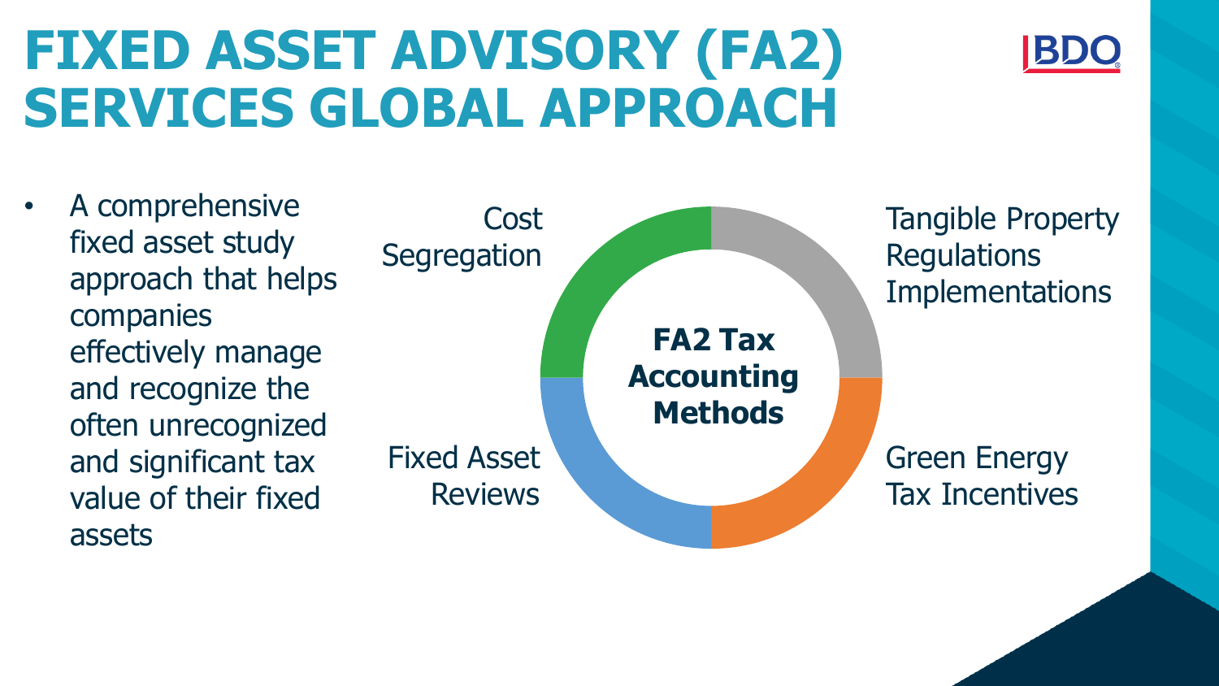# FIXED ASSET ADVISORY (FA2) SERVICES GLOBAL APPROACH

- A comprehensive fixed asset study approach that helps companies effectively manage and recognize the often unrecognized and significant tax value of their fixed assets

**FA2 Tax Accounting Methods**

Cost Segregation

Tangible Property Regulations Implementations

Green Energy Tax Incentives

Fixed Asset Reviews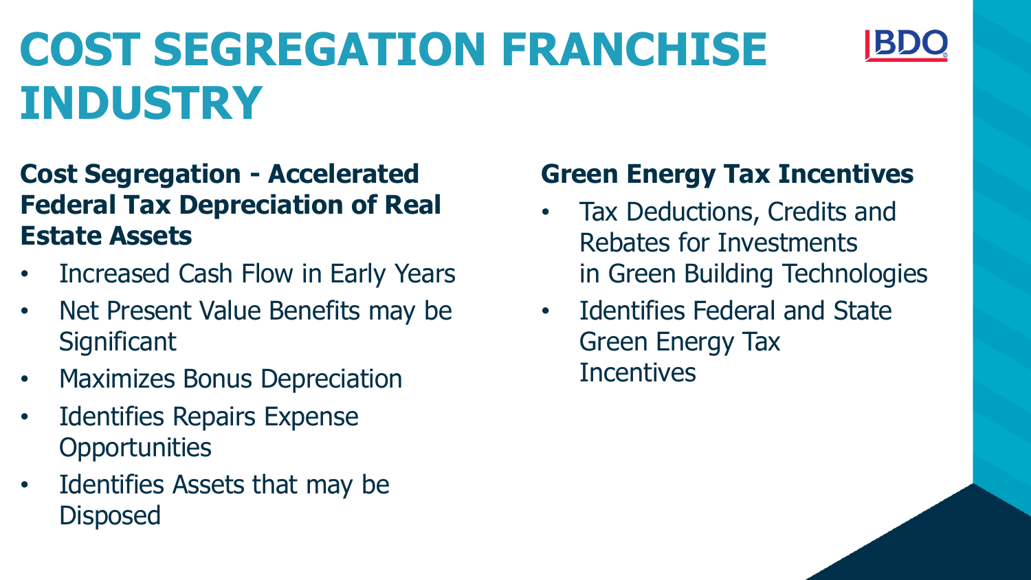# COST SEGREGATION FRANCHISE INDUSTRY

## Cost Segregation - Accelerated Federal Tax Depreciation of Real Estate Assets

- Increased Cash Flow in Early Years
- Net Present Value Benefits may be Significant
- Maximizes Bonus Depreciation
- Identifies Repairs Expense Opportunities
- Identifies Assets that may be Disposed

## Green Energy Tax Incentives

- Tax Deductions, Credits and Rebates for Investments in Green Building Technologies
- Identifies Federal and State Green Energy Tax Incentives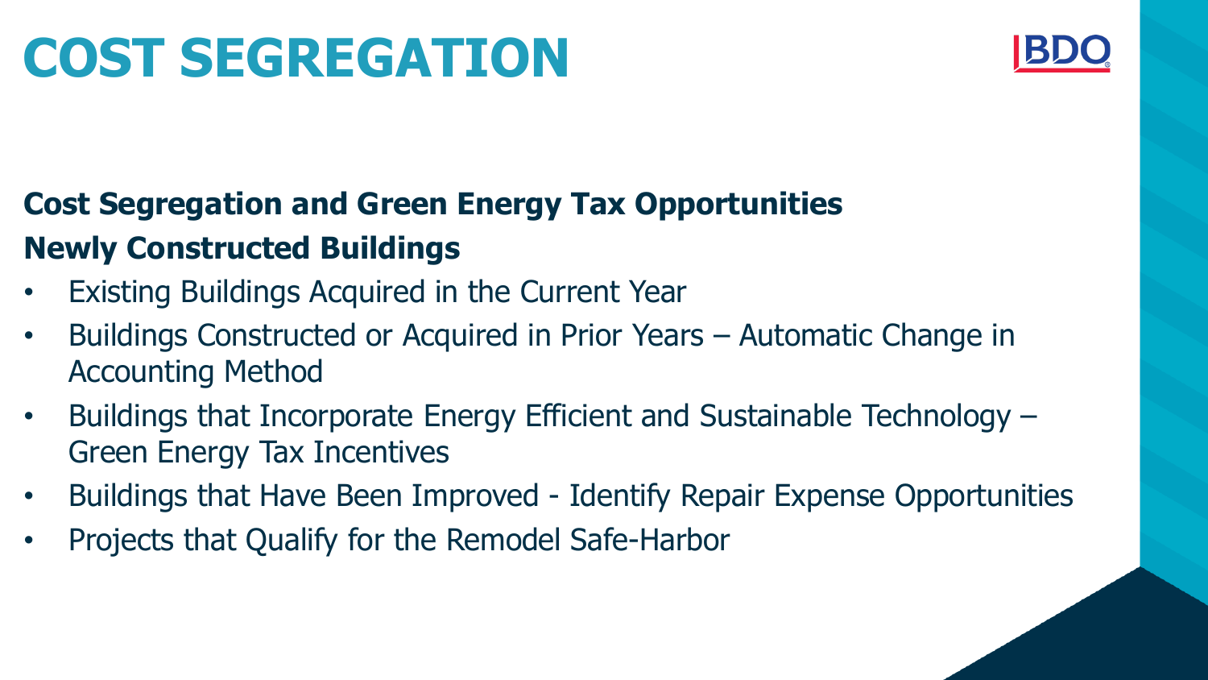# COST SEGREGATION

**Cost Segregation and Green Energy Tax Opportunities**

**Newly Constructed Buildings**

- Existing Buildings Acquired in the Current Year
- Buildings Constructed or Acquired in Prior Years – Automatic Change in Accounting Method
- Buildings that Incorporate Energy Efficient and Sustainable Technology – Green Energy Tax Incentives
- Buildings that Have Been Improved - Identify Repair Expense Opportunities
- Projects that Qualify for the Remodel Safe-Harbor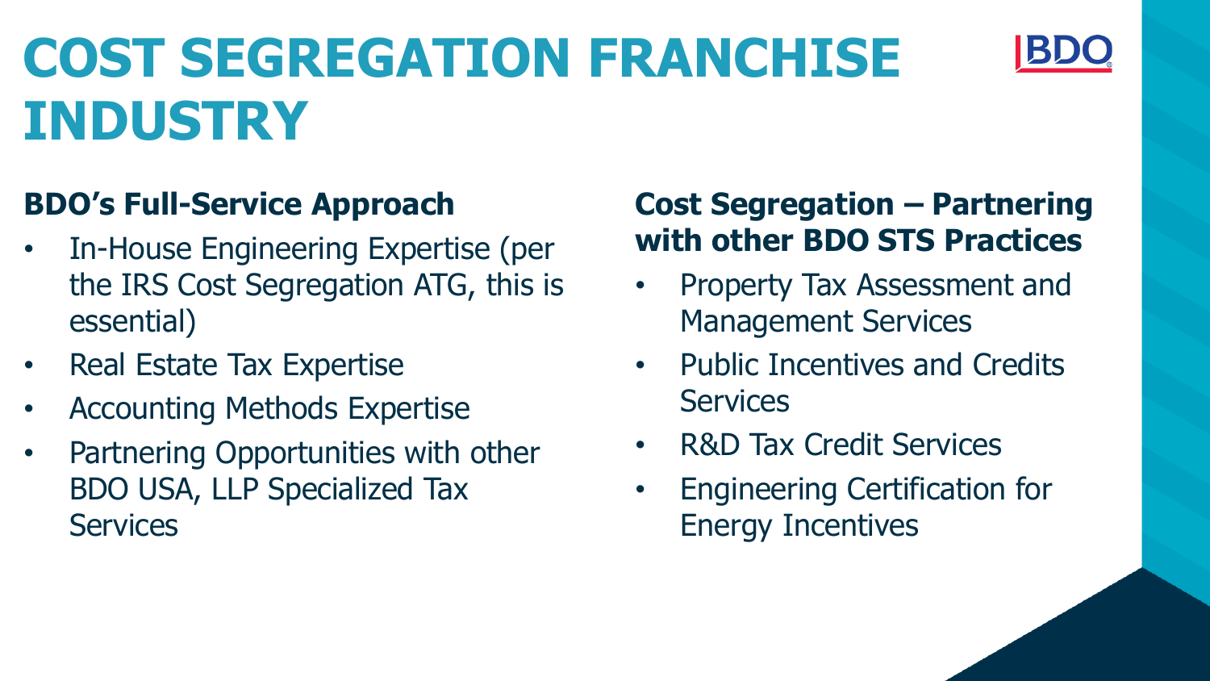# COST SEGREGATION FRANCHISE INDUSTRY

## BDO's Full-Service Approach

- In-House Engineering Expertise (per the IRS Cost Segregation ATG, this is essential)
- Real Estate Tax Expertise
- Accounting Methods Expertise
- Partnering Opportunities with other BDO USA, LLP Specialized Tax Services

## Cost Segregation – Partnering with other BDO STS Practices

- Property Tax Assessment and Management Services
- Public Incentives and Credits Services
- R&D Tax Credit Services
- Engineering Certification for Energy Incentives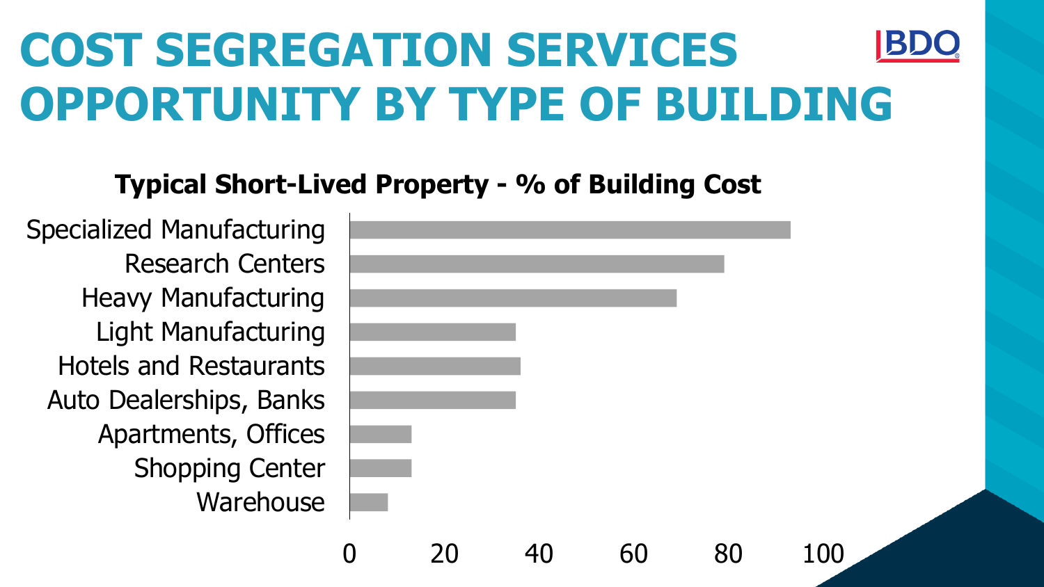# COST SEGREGATION SERVICES OPPORTUNITY BY TYPE OF BUILDING

**Typical Short-Lived Property - % of Building Cost**

Specialized Manufacturing
Research Centers
Heavy Manufacturing
Light Manufacturing
Hotels and Restaurants
Auto Dealerships, Banks
Apartments, Offices
Shopping Center
Warehouse

0 20 40 60 80 100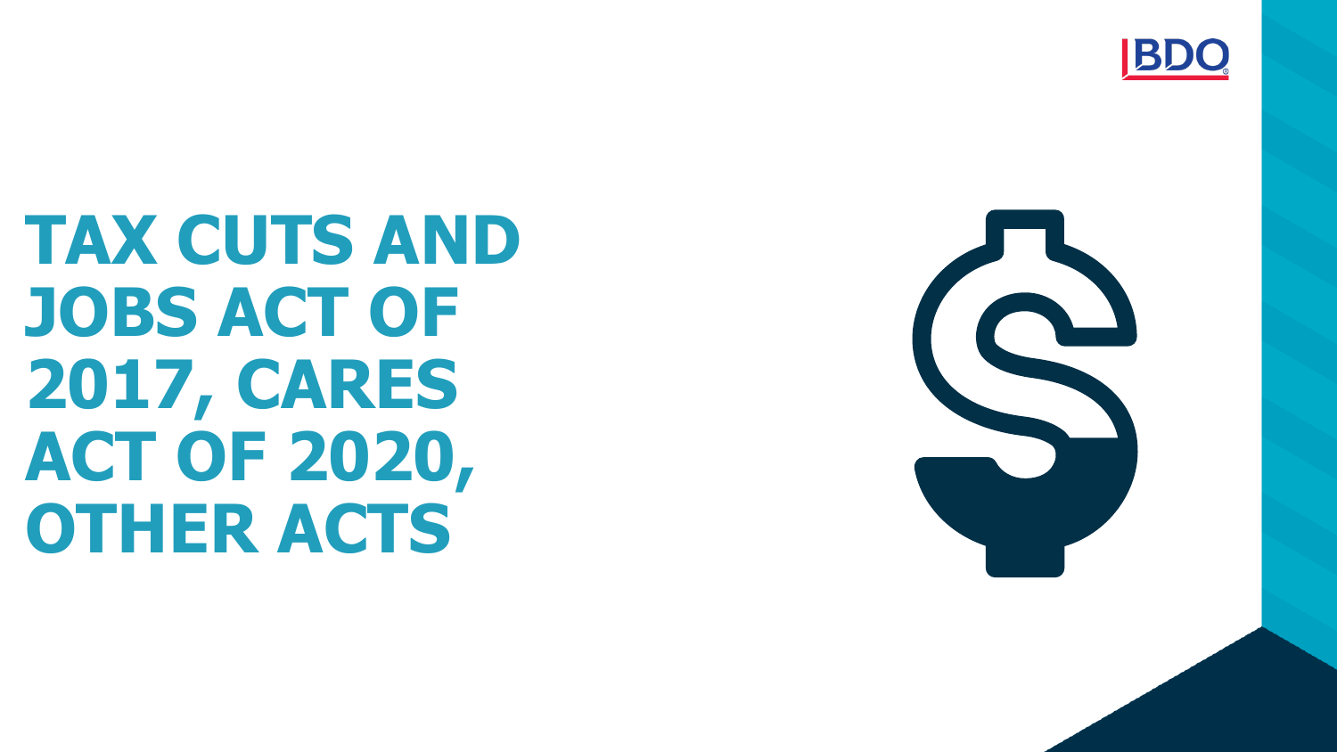# TAX CUTS AND JOBS ACT OF 2017, CARES ACT OF 2020, OTHER ACTS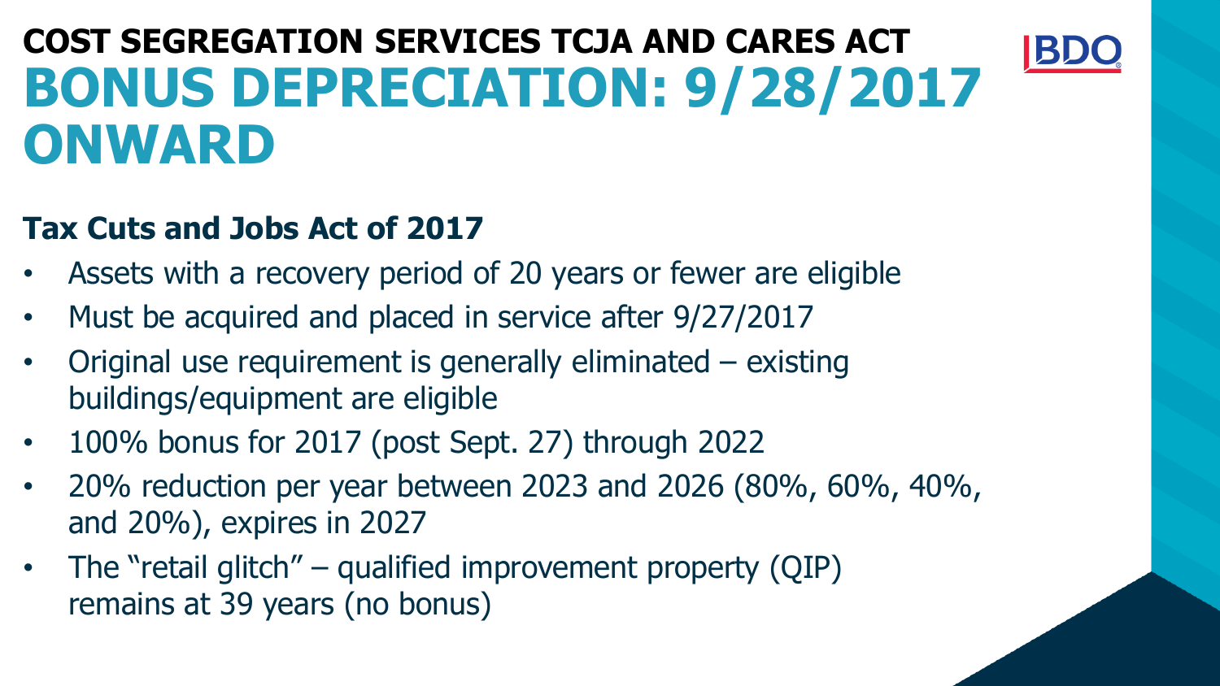## COST SEGREGATION SERVICES TCJA AND CARES ACT

# BONUS DEPRECIATION: 9/28/2017 ONWARD

### Tax Cuts and Jobs Act of 2017

- Assets with a recovery period of 20 years or fewer are eligible
- Must be acquired and placed in service after 9/27/2017
- Original use requirement is generally eliminated – existing buildings/equipment are eligible
- 100% bonus for 2017 (post Sept. 27) through 2022
- 20% reduction per year between 2023 and 2026 (80%, 60%, 40%, and 20%), expires in 2027
- The "retail glitch" – qualified improvement property (QIP) remains at 39 years (no bonus)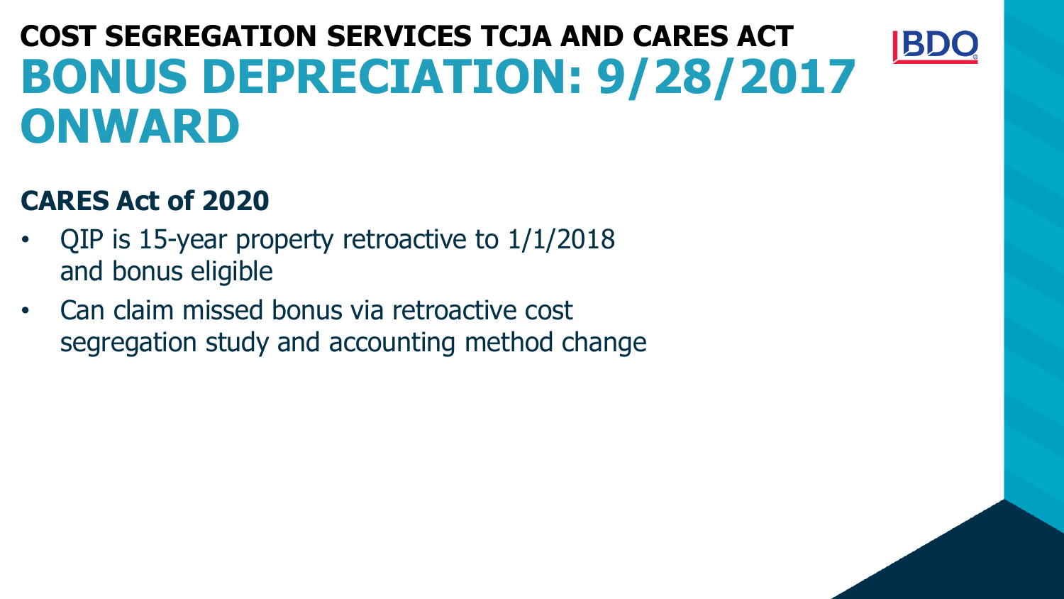## COST SEGREGATION SERVICES TCJA AND CARES ACT

# BONUS DEPRECIATION: 9/28/2017 ONWARD

### CARES Act of 2020

- QIP is 15-year property retroactive to 1/1/2018 and bonus eligible
- Can claim missed bonus via retroactive cost segregation study and accounting method change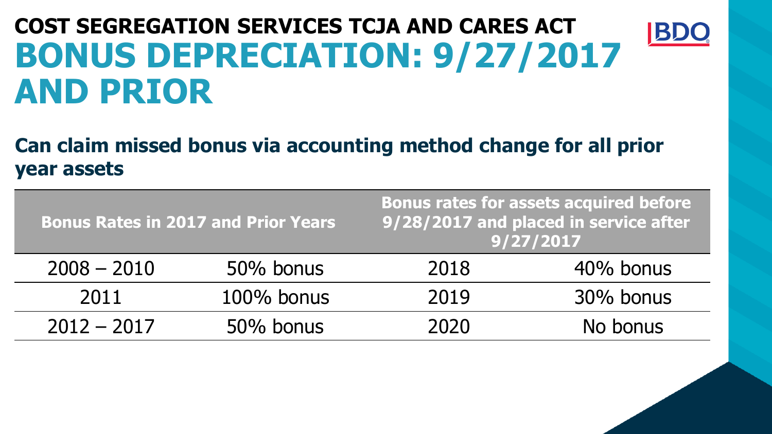## COST SEGREGATION SERVICES TCJA AND CARES ACT

# BONUS DEPRECIATION: 9/27/2017 AND PRIOR

### Can claim missed bonus via accounting method change for all prior year assets

| Bonus Rates in 2017 and Prior Years | | Bonus rates for assets acquired before 9/28/2017 and placed in service after 9/27/2017 | |
|---|---|---|---|
| 2008 – 2010 | 50% bonus | 2018 | 40% bonus |
| 2011 | 100% bonus | 2019 | 30% bonus |
| 2012 – 2017 | 50% bonus | 2020 | No bonus |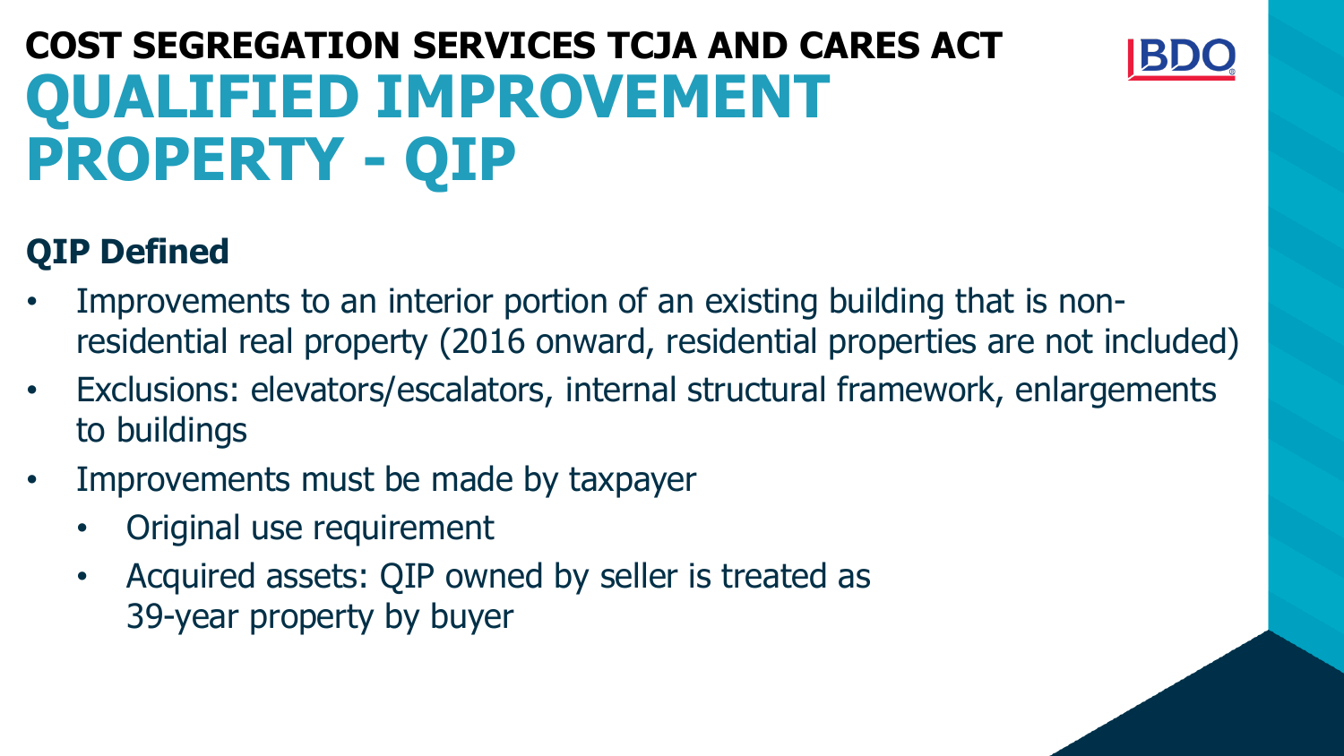## COST SEGREGATION SERVICES TCJA AND CARES ACT

# QUALIFIED IMPROVEMENT PROPERTY - QIP

### QIP Defined

- Improvements to an interior portion of an existing building that is non-residential real property (2016 onward, residential properties are not included)
- Exclusions: elevators/escalators, internal structural framework, enlargements to buildings
- Improvements must be made by taxpayer
  - Original use requirement
  - Acquired assets: QIP owned by seller is treated as 39-year property by buyer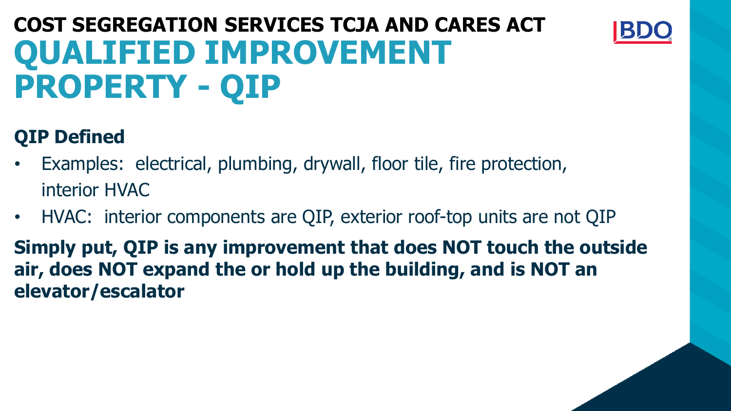## COST SEGREGATION SERVICES TCJA AND CARES ACT

# QUALIFIED IMPROVEMENT PROPERTY - QIP

### QIP Defined

- Examples: electrical, plumbing, drywall, floor tile, fire protection, interior HVAC
- HVAC: interior components are QIP, exterior roof-top units are not QIP

**Simply put, QIP is any improvement that does NOT touch the outside air, does NOT expand the or hold up the building, and is NOT an elevator/escalator**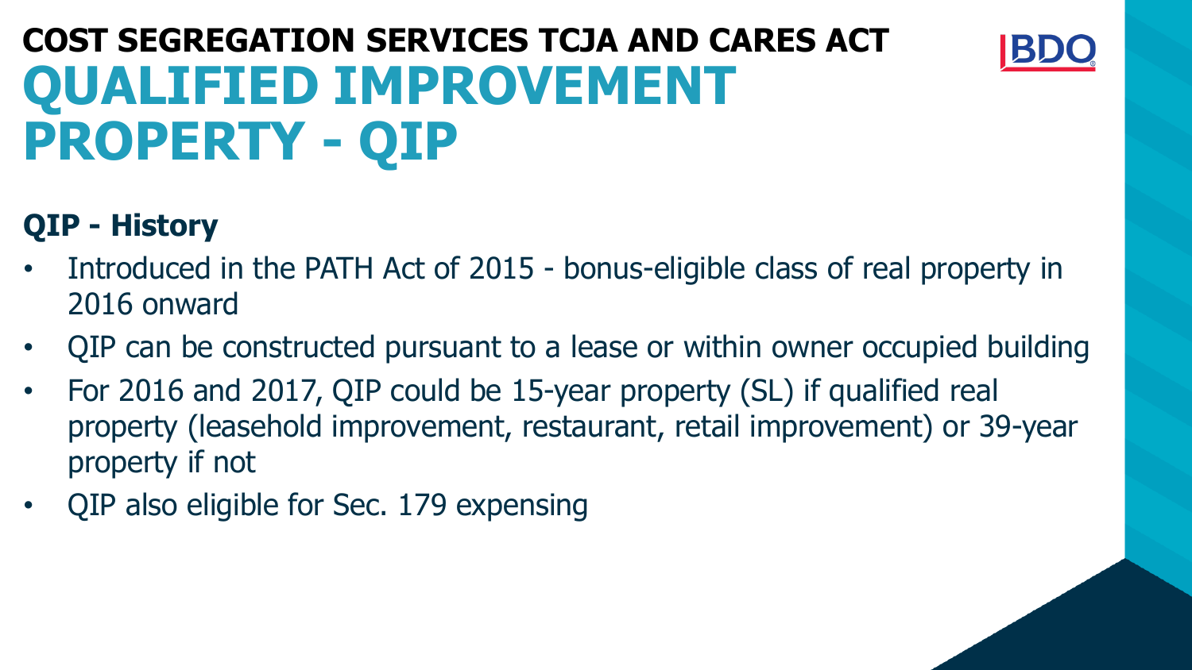## COST SEGREGATION SERVICES TCJA AND CARES ACT

# QUALIFIED IMPROVEMENT PROPERTY - QIP

### QIP - History

- Introduced in the PATH Act of 2015 - bonus-eligible class of real property in 2016 onward
- QIP can be constructed pursuant to a lease or within owner occupied building
- For 2016 and 2017, QIP could be 15-year property (SL) if qualified real property (leasehold improvement, restaurant, retail improvement) or 39-year property if not
- QIP also eligible for Sec. 179 expensing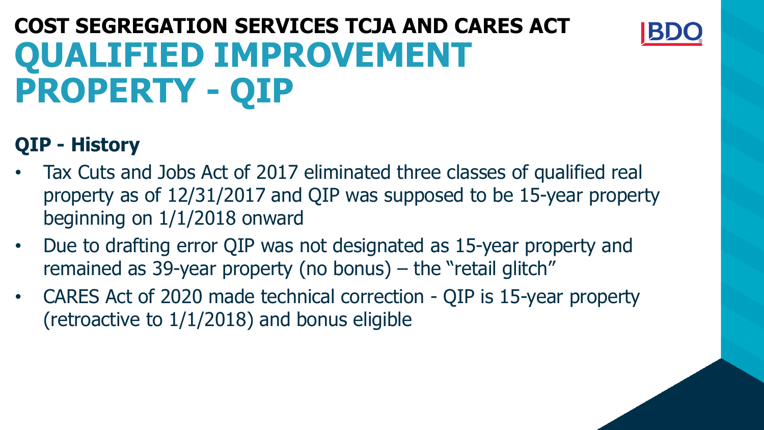## COST SEGREGATION SERVICES TCJA AND CARES ACT

# QUALIFIED IMPROVEMENT PROPERTY - QIP

### QIP - History

- Tax Cuts and Jobs Act of 2017 eliminated three classes of qualified real property as of 12/31/2017 and QIP was supposed to be 15-year property beginning on 1/1/2018 onward
- Due to drafting error QIP was not designated as 15-year property and remained as 39-year property (no bonus) – the "retail glitch"
- CARES Act of 2020 made technical correction - QIP is 15-year property (retroactive to 1/1/2018) and bonus eligible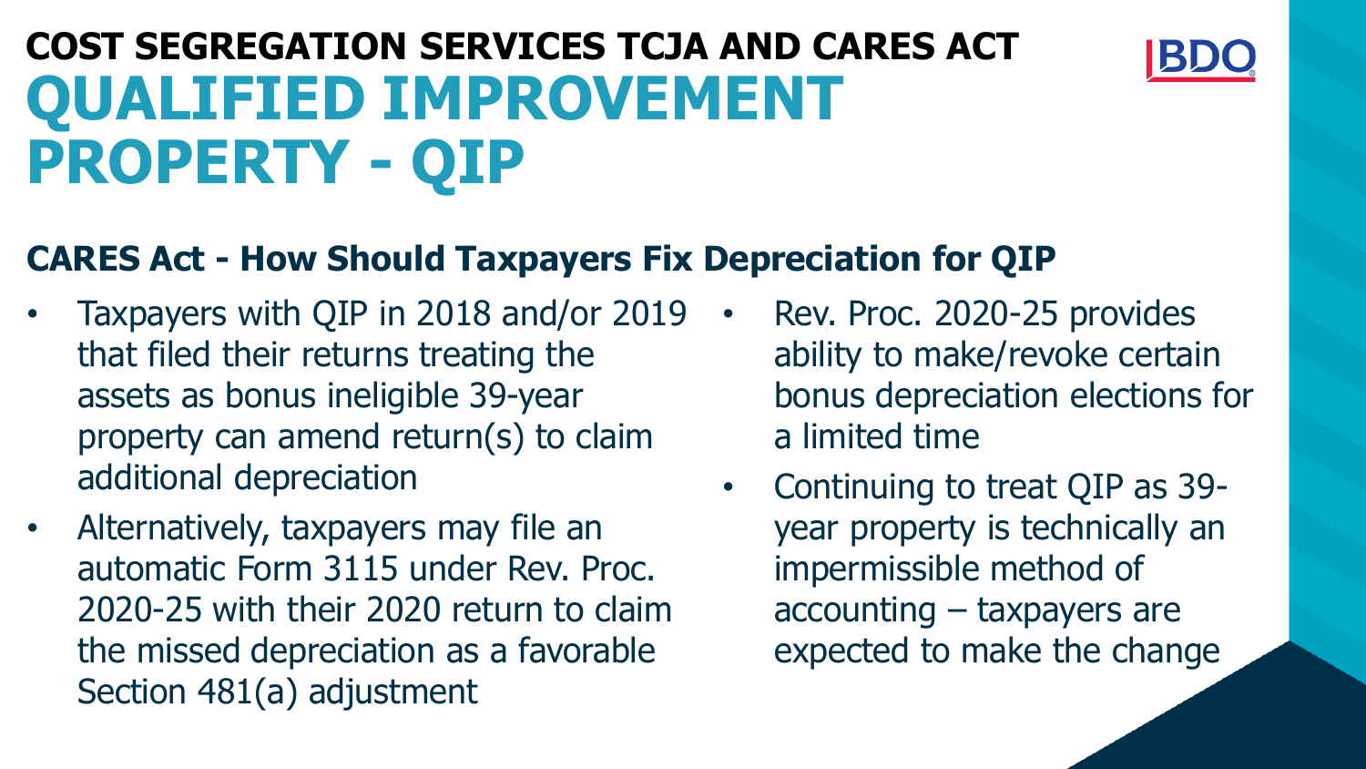# COST SEGREGATION SERVICES TCJA AND CARES ACT

# QUALIFIED IMPROVEMENT PROPERTY - QIP

## CARES Act - How Should Taxpayers Fix Depreciation for QIP

- Taxpayers with QIP in 2018 and/or 2019 that filed their returns treating the assets as bonus ineligible 39-year property can amend return(s) to claim additional depreciation
- Alternatively, taxpayers may file an automatic Form 3115 under Rev. Proc. 2020-25 with their 2020 return to claim the missed depreciation as a favorable Section 481(a) adjustment
- Rev. Proc. 2020-25 provides ability to make/revoke certain bonus depreciation elections for a limited time
- Continuing to treat QIP as 39-year property is technically an impermissible method of accounting – taxpayers are expected to make the change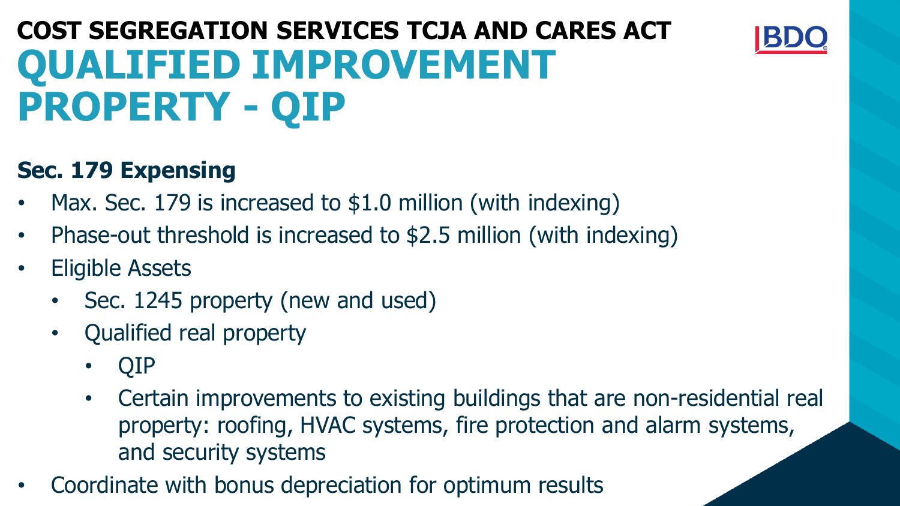# COST SEGREGATION SERVICES TCJA AND CARES ACT

## QUALIFIED IMPROVEMENT PROPERTY - QIP

### Sec. 179 Expensing

- Max. Sec. 179 is increased to $1.0 million (with indexing)
- Phase-out threshold is increased to $2.5 million (with indexing)
- Eligible Assets
  - Sec. 1245 property (new and used)
  - Qualified real property
    - QIP
    - Certain improvements to existing buildings that are non-residential real property: roofing, HVAC systems, fire protection and alarm systems, and security systems
- Coordinate with bonus depreciation for optimum results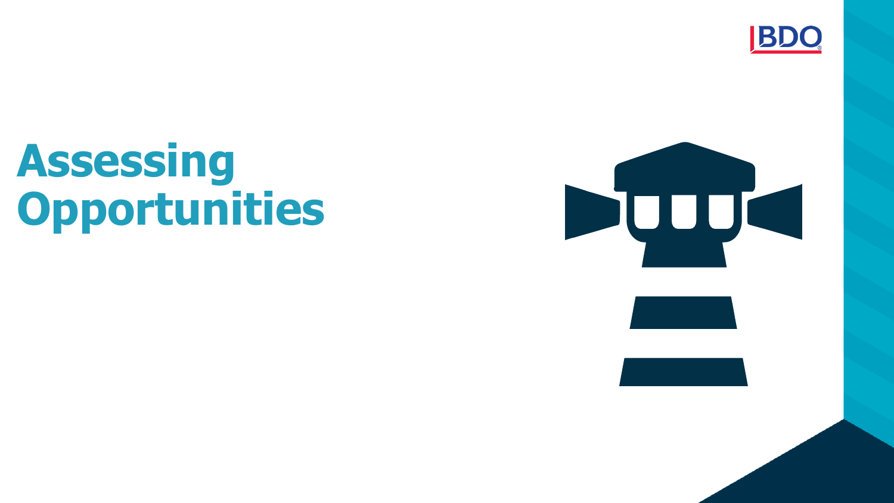# Assessing Opportunities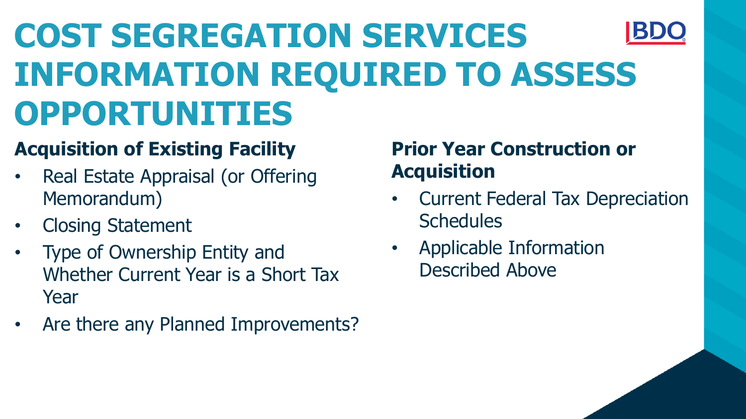# COST SEGREGATION SERVICES INFORMATION REQUIRED TO ASSESS OPPORTUNITIES

## Acquisition of Existing Facility

- Real Estate Appraisal (or Offering Memorandum)
- Closing Statement
- Type of Ownership Entity and Whether Current Year is a Short Tax Year
- Are there any Planned Improvements?

## Prior Year Construction or Acquisition

- Current Federal Tax Depreciation Schedules
- Applicable Information Described Above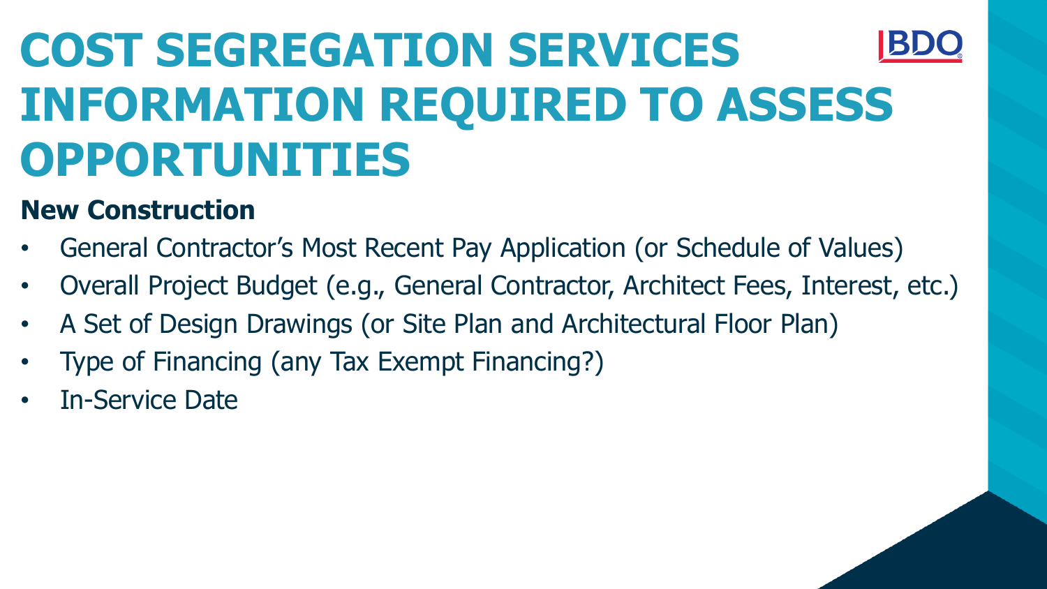# COST SEGREGATION SERVICES INFORMATION REQUIRED TO ASSESS OPPORTUNITIES

**New Construction**

- General Contractor's Most Recent Pay Application (or Schedule of Values)
- Overall Project Budget (e.g., General Contractor, Architect Fees, Interest, etc.)
- A Set of Design Drawings (or Site Plan and Architectural Floor Plan)
- Type of Financing (any Tax Exempt Financing?)
- In-Service Date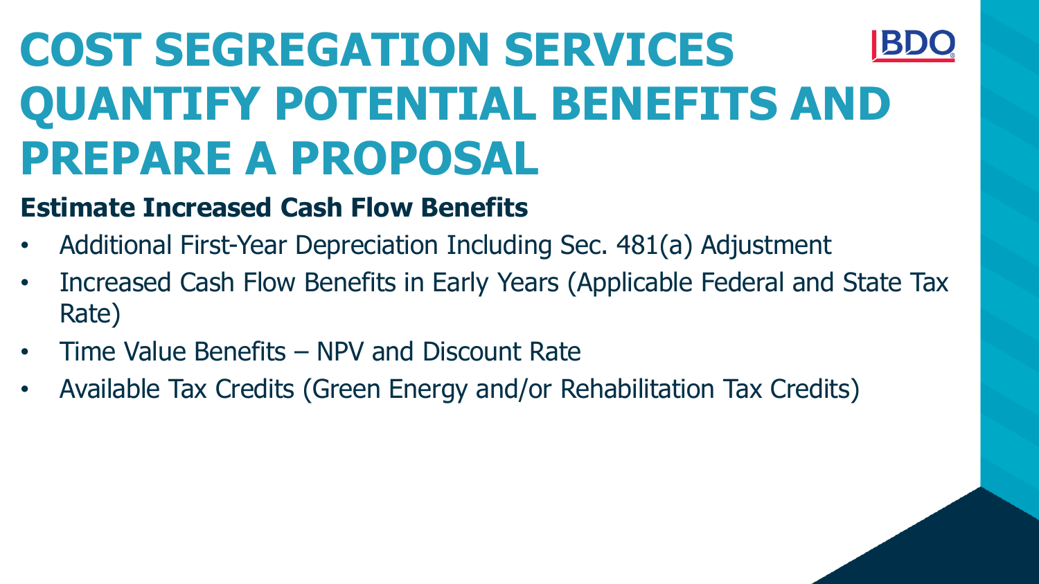# COST SEGREGATION SERVICES QUANTIFY POTENTIAL BENEFITS AND PREPARE A PROPOSAL

**Estimate Increased Cash Flow Benefits**

- Additional First-Year Depreciation Including Sec. 481(a) Adjustment
- Increased Cash Flow Benefits in Early Years (Applicable Federal and State Tax Rate)
- Time Value Benefits – NPV and Discount Rate
- Available Tax Credits (Green Energy and/or Rehabilitation Tax Credits)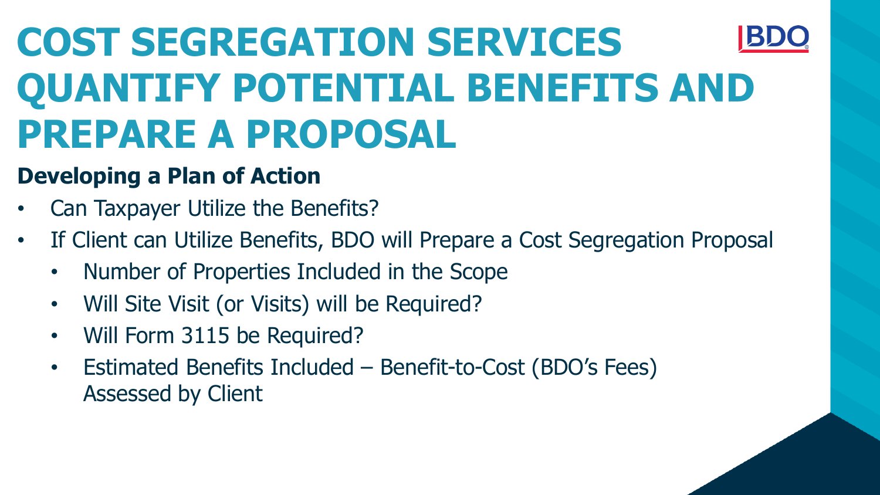# COST SEGREGATION SERVICES QUANTIFY POTENTIAL BENEFITS AND PREPARE A PROPOSAL

**Developing a Plan of Action**

- Can Taxpayer Utilize the Benefits?
- If Client can Utilize Benefits, BDO will Prepare a Cost Segregation Proposal
  - Number of Properties Included in the Scope
  - Will Site Visit (or Visits) will be Required?
  - Will Form 3115 be Required?
  - Estimated Benefits Included – Benefit-to-Cost (BDO's Fees) Assessed by Client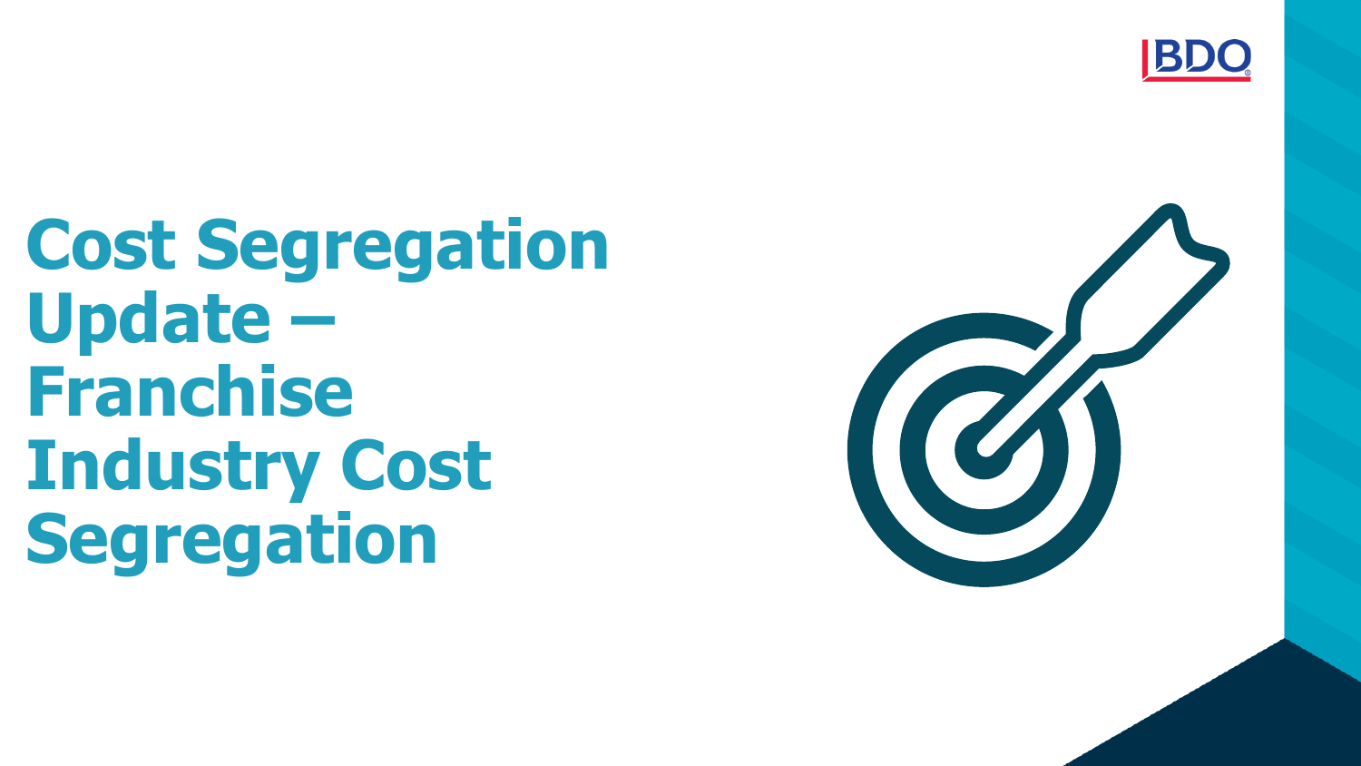# Cost Segregation Update – Franchise Industry Cost Segregation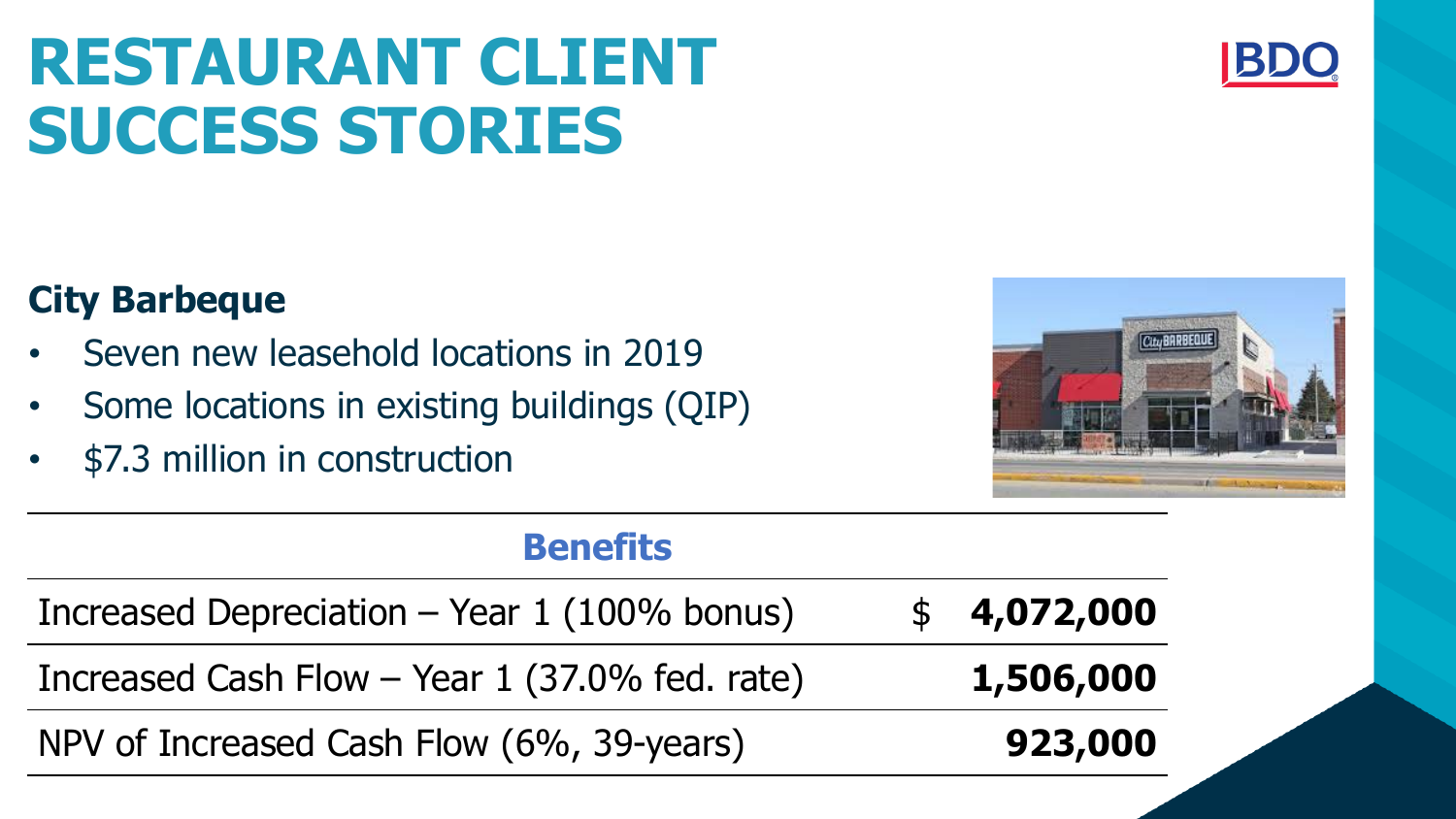# RESTAURANT CLIENT SUCCESS STORIES

### City Barbeque

- Seven new leasehold locations in 2019
- Some locations in existing buildings (QIP)
- $7.3 million in construction

| Benefits | |
|---|---|
| Increased Depreciation – Year 1 (100% bonus) | $ **4,072,000** |
| Increased Cash Flow – Year 1 (37.0% fed. rate) | **1,506,000** |
| NPV of Increased Cash Flow (6%, 39-years) | **923,000** |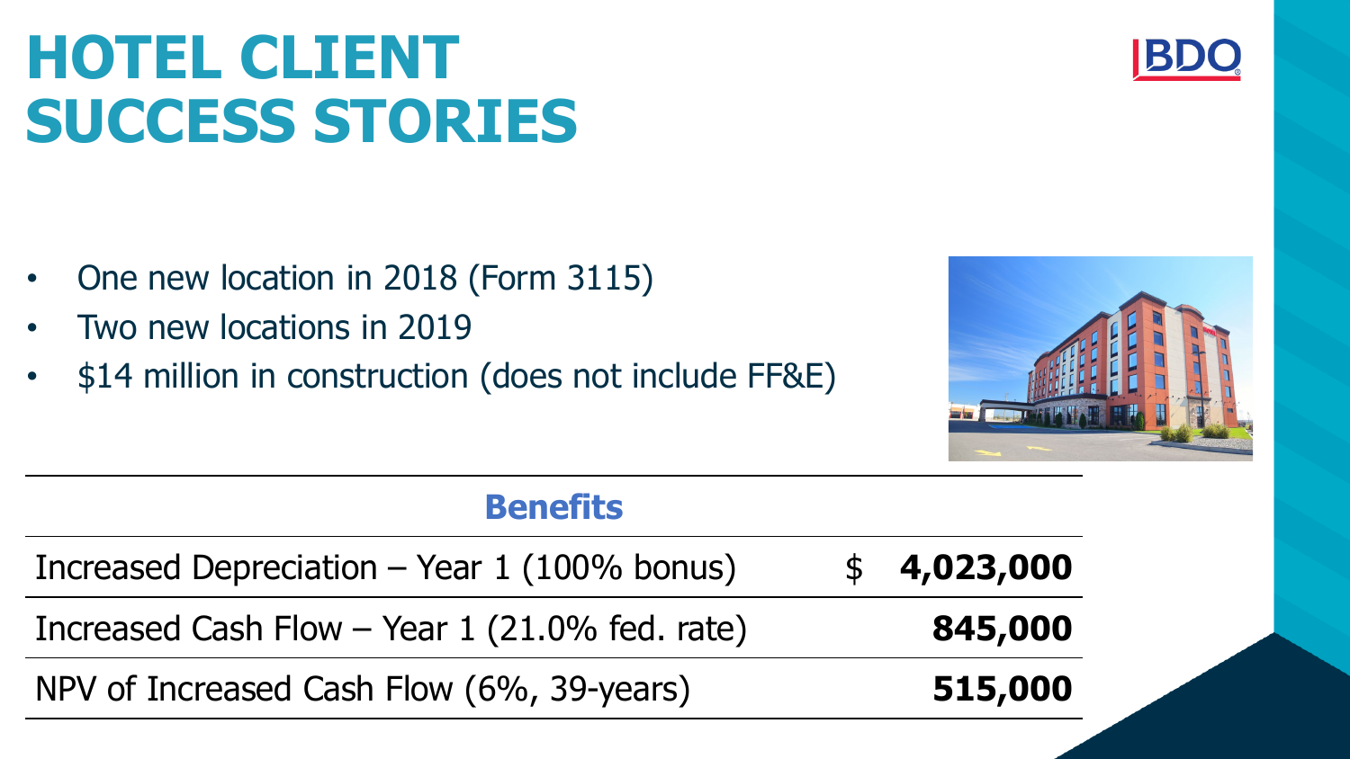# HOTEL CLIENT SUCCESS STORIES

- One new location in 2018 (Form 3115)
- Two new locations in 2019
- $14 million in construction (does not include FF&E)

| Benefits | |
|---|---|
| Increased Depreciation – Year 1 (100% bonus) | $ **4,023,000** |
| Increased Cash Flow – Year 1 (21.0% fed. rate) | **845,000** |
| NPV of Increased Cash Flow (6%, 39-years) | **515,000** |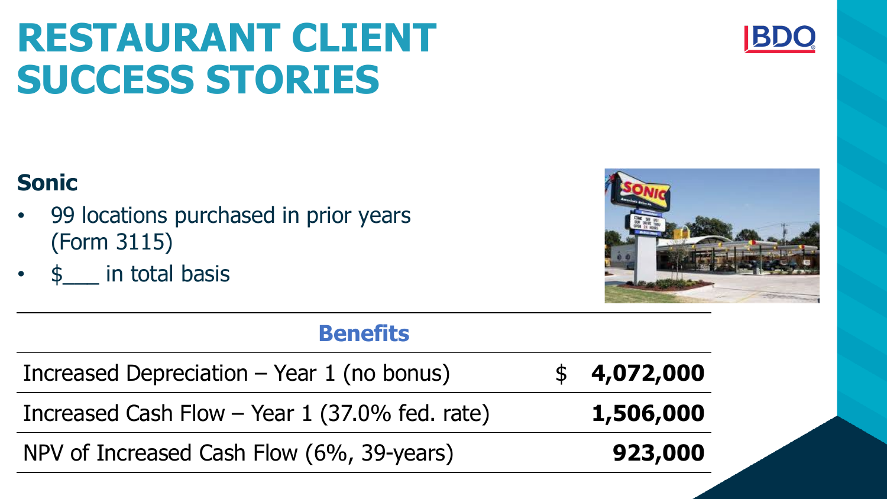# RESTAURANT CLIENT SUCCESS STORIES

**Sonic**

- 99 locations purchased in prior years (Form 3115)
- $___ in total basis

| Benefits | | |
|---|---|---|
| Increased Depreciation – Year 1 (no bonus) | $ | **4,072,000** |
| Increased Cash Flow – Year 1 (37.0% fed. rate) | | **1,506,000** |
| NPV of Increased Cash Flow (6%, 39-years) | | **923,000** |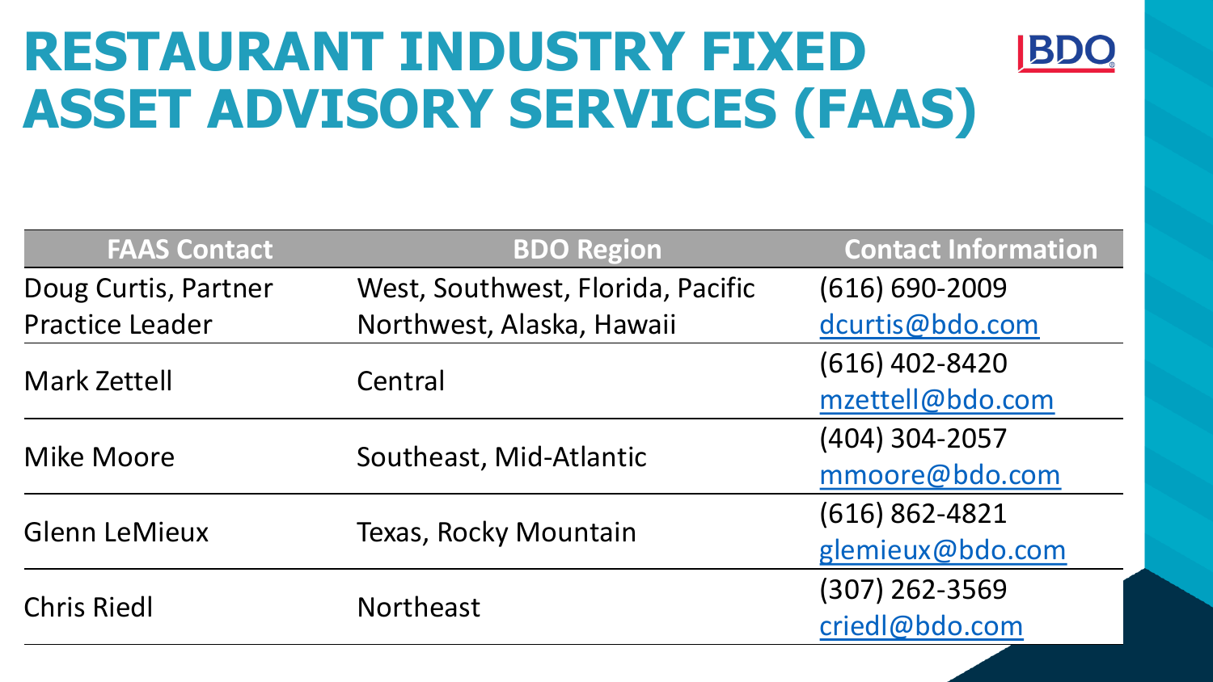# RESTAURANT INDUSTRY FIXED ASSET ADVISORY SERVICES (FAAS)

| FAAS Contact | BDO Region | Contact Information |
| --- | --- | --- |
| Doug Curtis, Partner Practice Leader | West, Southwest, Florida, Pacific Northwest, Alaska, Hawaii | (616) 690-2009 dcurtis@bdo.com |
| Mark Zettell | Central | (616) 402-8420 mzettell@bdo.com |
| Mike Moore | Southeast, Mid-Atlantic | (404) 304-2057 mmoore@bdo.com |
| Glenn LeMieux | Texas, Rocky Mountain | (616) 862-4821 glemieux@bdo.com |
| Chris Riedl | Northeast | (307) 262-3569 criedl@bdo.com |